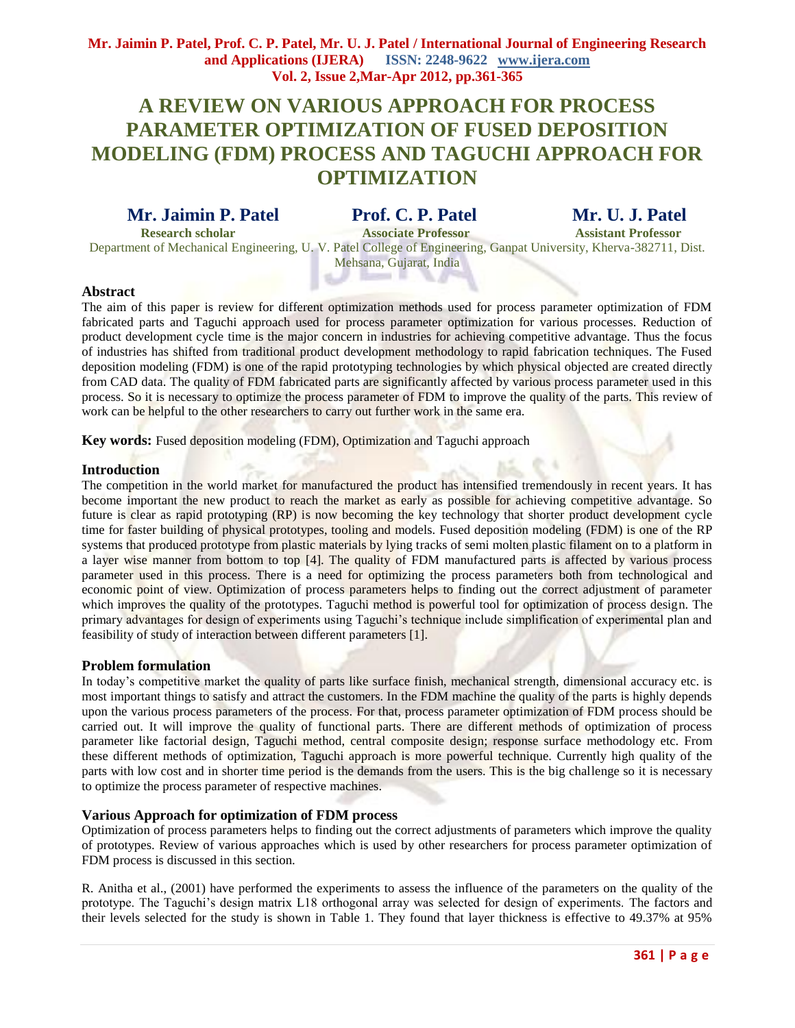# A REVIEW ON VARIOUS APPROACH FOR PROCESS PARAMETER OPTIMIZATION OF FUSED DEPOSITION MODELING (FDM) PROCESS AND TAGUCHI APPROACH FOR OPTIMIZATION

**Mr. Jaimin P. Patel** — Research scholar
**Prof. C. P. Patel** — Associate Professor
**Mr. U. J. Patel** — Assistant Professor

Department of Mechanical Engineering, U. V. Patel College of Engineering, Ganpat University, Kherva-382711, Dist. Mehsana, Gujarat, India

## Abstract

The aim of this paper is review for different optimization methods used for process parameter optimization of FDM fabricated parts and Taguchi approach used for process parameter optimization for various processes. Reduction of product development cycle time is the major concern in industries for achieving competitive advantage. Thus the focus of industries has shifted from traditional product development methodology to rapid fabrication techniques. The Fused deposition modeling (FDM) is one of the rapid prototyping technologies by which physical objected are created directly from CAD data. The quality of FDM fabricated parts are significantly affected by various process parameter used in this process. So it is necessary to optimize the process parameter of FDM to improve the quality of the parts. This review of work can be helpful to the other researchers to carry out further work in the same era.

**Key words:** Fused deposition modeling (FDM), Optimization and Taguchi approach

## Introduction

The competition in the world market for manufactured the product has intensified tremendously in recent years. It has become important the new product to reach the market as early as possible for achieving competitive advantage. So future is clear as rapid prototyping (RP) is now becoming the key technology that shorter product development cycle time for faster building of physical prototypes, tooling and models. Fused deposition modeling (FDM) is one of the RP systems that produced prototype from plastic materials by lying tracks of semi molten plastic filament on to a platform in a layer wise manner from bottom to top [4]. The quality of FDM manufactured parts is affected by various process parameter used in this process. There is a need for optimizing the process parameters both from technological and economic point of view. Optimization of process parameters helps to finding out the correct adjustment of parameter which improves the quality of the prototypes. Taguchi method is powerful tool for optimization of process design. The primary advantages for design of experiments using Taguchi's technique include simplification of experimental plan and feasibility of study of interaction between different parameters [1].

## Problem formulation

In today's competitive market the quality of parts like surface finish, mechanical strength, dimensional accuracy etc. is most important things to satisfy and attract the customers. In the FDM machine the quality of the parts is highly depends upon the various process parameters of the process. For that, process parameter optimization of FDM process should be carried out. It will improve the quality of functional parts. There are different methods of optimization of process parameter like factorial design, Taguchi method, central composite design; response surface methodology etc. From these different methods of optimization, Taguchi approach is more powerful technique. Currently high quality of the parts with low cost and in shorter time period is the demands from the users. This is the big challenge so it is necessary to optimize the process parameter of respective machines.

## Various Approach for optimization of FDM process

Optimization of process parameters helps to finding out the correct adjustments of parameters which improve the quality of prototypes. Review of various approaches which is used by other researchers for process parameter optimization of FDM process is discussed in this section.

R. Anitha et al., (2001) have performed the experiments to assess the influence of the parameters on the quality of the prototype. The Taguchi's design matrix L18 orthogonal array was selected for design of experiments. The factors and their levels selected for the study is shown in Table 1. They found that layer thickness is effective to 49.37% at 95%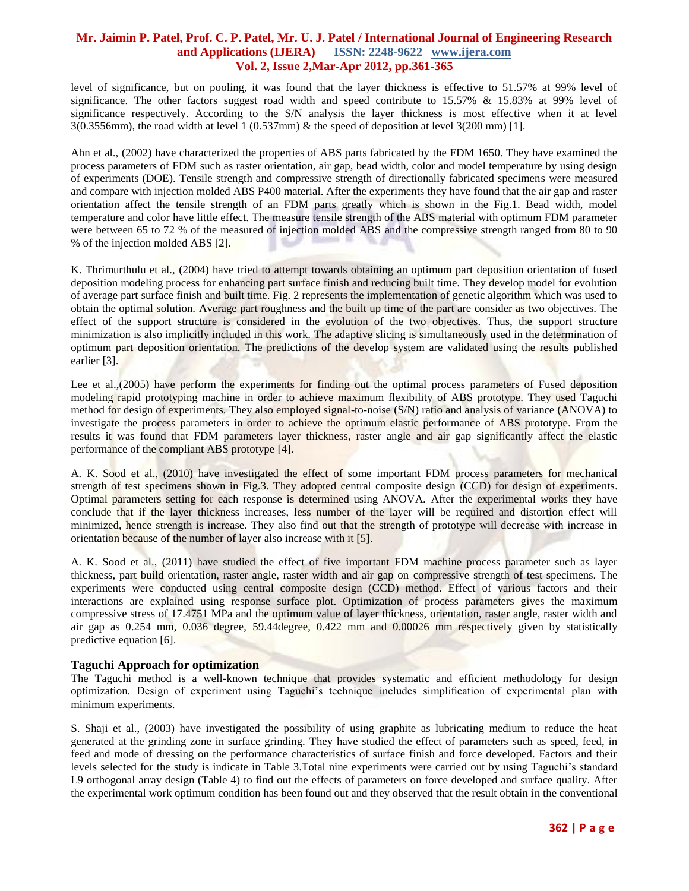level of significance, but on pooling, it was found that the layer thickness is effective to 51.57% at 99% level of significance. The other factors suggest road width and speed contribute to 15.57% & 15.83% at 99% level of significance respectively. According to the S/N analysis the layer thickness is most effective when it at level 3(0.3556mm), the road width at level 1 (0.537mm) & the speed of deposition at level 3(200 mm) [1].

Ahn et al., (2002) have characterized the properties of ABS parts fabricated by the FDM 1650. They have examined the process parameters of FDM such as raster orientation, air gap, bead width, color and model temperature by using design of experiments (DOE). Tensile strength and compressive strength of directionally fabricated specimens were measured and compare with injection molded ABS P400 material. After the experiments they have found that the air gap and raster orientation affect the tensile strength of an FDM parts greatly which is shown in the Fig.1. Bead width, model temperature and color have little effect. The measure tensile strength of the ABS material with optimum FDM parameter were between 65 to 72 % of the measured of injection molded ABS and the compressive strength ranged from 80 to 90 % of the injection molded ABS [2].

K. Thrimurthulu et al., (2004) have tried to attempt towards obtaining an optimum part deposition orientation of fused deposition modeling process for enhancing part surface finish and reducing built time. They develop model for evolution of average part surface finish and built time. Fig. 2 represents the implementation of genetic algorithm which was used to obtain the optimal solution. Average part roughness and the built up time of the part are consider as two objectives. The effect of the support structure is considered in the evolution of the two objectives. Thus, the support structure minimization is also implicitly included in this work. The adaptive slicing is simultaneously used in the determination of optimum part deposition orientation. The predictions of the develop system are validated using the results published earlier [3].

Lee et al.,(2005) have perform the experiments for finding out the optimal process parameters of Fused deposition modeling rapid prototyping machine in order to achieve maximum flexibility of ABS prototype. They used Taguchi method for design of experiments. They also employed signal-to-noise (S/N) ratio and analysis of variance (ANOVA) to investigate the process parameters in order to achieve the optimum elastic performance of ABS prototype. From the results it was found that FDM parameters layer thickness, raster angle and air gap significantly affect the elastic performance of the compliant ABS prototype [4].

A. K. Sood et al., (2010) have investigated the effect of some important FDM process parameters for mechanical strength of test specimens shown in Fig.3. They adopted central composite design (CCD) for design of experiments. Optimal parameters setting for each response is determined using ANOVA. After the experimental works they have conclude that if the layer thickness increases, less number of the layer will be required and distortion effect will minimized, hence strength is increase. They also find out that the strength of prototype will decrease with increase in orientation because of the number of layer also increase with it [5].

A. K. Sood et al., (2011) have studied the effect of five important FDM machine process parameter such as layer thickness, part build orientation, raster angle, raster width and air gap on compressive strength of test specimens. The experiments were conducted using central composite design (CCD) method. Effect of various factors and their interactions are explained using response surface plot. Optimization of process parameters gives the maximum compressive stress of 17.4751 MPa and the optimum value of layer thickness, orientation, raster angle, raster width and air gap as 0.254 mm, 0.036 degree, 59.44degree, 0.422 mm and 0.00026 mm respectively given by statistically predictive equation [6].

## Taguchi Approach for optimization

The Taguchi method is a well-known technique that provides systematic and efficient methodology for design optimization. Design of experiment using Taguchi's technique includes simplification of experimental plan with minimum experiments.

S. Shaji et al., (2003) have investigated the possibility of using graphite as lubricating medium to reduce the heat generated at the grinding zone in surface grinding. They have studied the effect of parameters such as speed, feed, in feed and mode of dressing on the performance characteristics of surface finish and force developed. Factors and their levels selected for the study is indicate in Table 3.Total nine experiments were carried out by using Taguchi's standard L9 orthogonal array design (Table 4) to find out the effects of parameters on force developed and surface quality. After the experimental work optimum condition has been found out and they observed that the result obtain in the conventional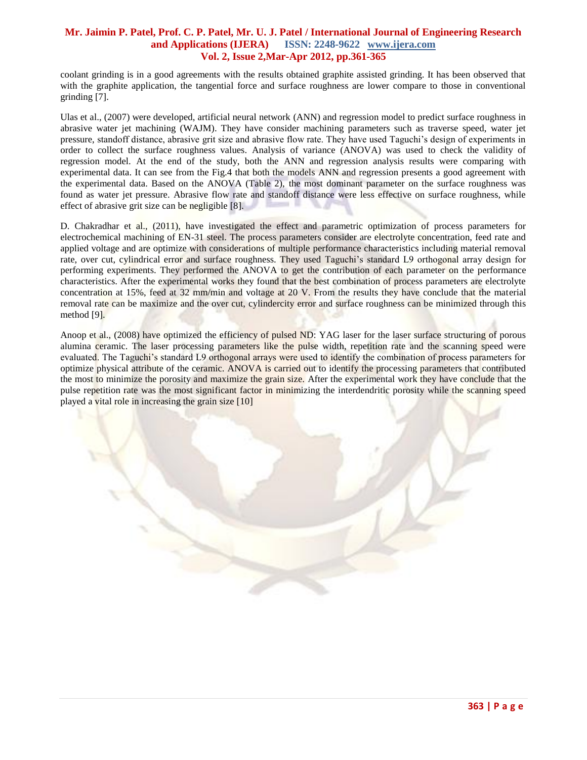coolant grinding is in a good agreements with the results obtained graphite assisted grinding. It has been observed that with the graphite application, the tangential force and surface roughness are lower compare to those in conventional grinding [7].

Ulas et al., (2007) were developed, artificial neural network (ANN) and regression model to predict surface roughness in abrasive water jet machining (WAJM). They have consider machining parameters such as traverse speed, water jet pressure, standoff distance, abrasive grit size and abrasive flow rate. They have used Taguchi's design of experiments in order to collect the surface roughness values. Analysis of variance (ANOVA) was used to check the validity of regression model. At the end of the study, both the ANN and regression analysis results were comparing with experimental data. It can see from the Fig.4 that both the models ANN and regression presents a good agreement with the experimental data. Based on the ANOVA (Table 2), the most dominant parameter on the surface roughness was found as water jet pressure. Abrasive flow rate and standoff distance were less effective on surface roughness, while effect of abrasive grit size can be negligible [8].

D. Chakradhar et al., (2011), have investigated the effect and parametric optimization of process parameters for electrochemical machining of EN-31 steel. The process parameters consider are electrolyte concentration, feed rate and applied voltage and are optimize with considerations of multiple performance characteristics including material removal rate, over cut, cylindrical error and surface roughness. They used Taguchi's standard L9 orthogonal array design for performing experiments. They performed the ANOVA to get the contribution of each parameter on the performance characteristics. After the experimental works they found that the best combination of process parameters are electrolyte concentration at 15%, feed at 32 mm/min and voltage at 20 V. From the results they have conclude that the material removal rate can be maximize and the over cut, cylindercity error and surface roughness can be minimized through this method [9].

Anoop et al., (2008) have optimized the efficiency of pulsed ND: YAG laser for the laser surface structuring of porous alumina ceramic. The laser processing parameters like the pulse width, repetition rate and the scanning speed were evaluated. The Taguchi's standard L9 orthogonal arrays were used to identify the combination of process parameters for optimize physical attribute of the ceramic. ANOVA is carried out to identify the processing parameters that contributed the most to minimize the porosity and maximize the grain size. After the experimental work they have conclude that the pulse repetition rate was the most significant factor in minimizing the interdendritic porosity while the scanning speed played a vital role in increasing the grain size [10]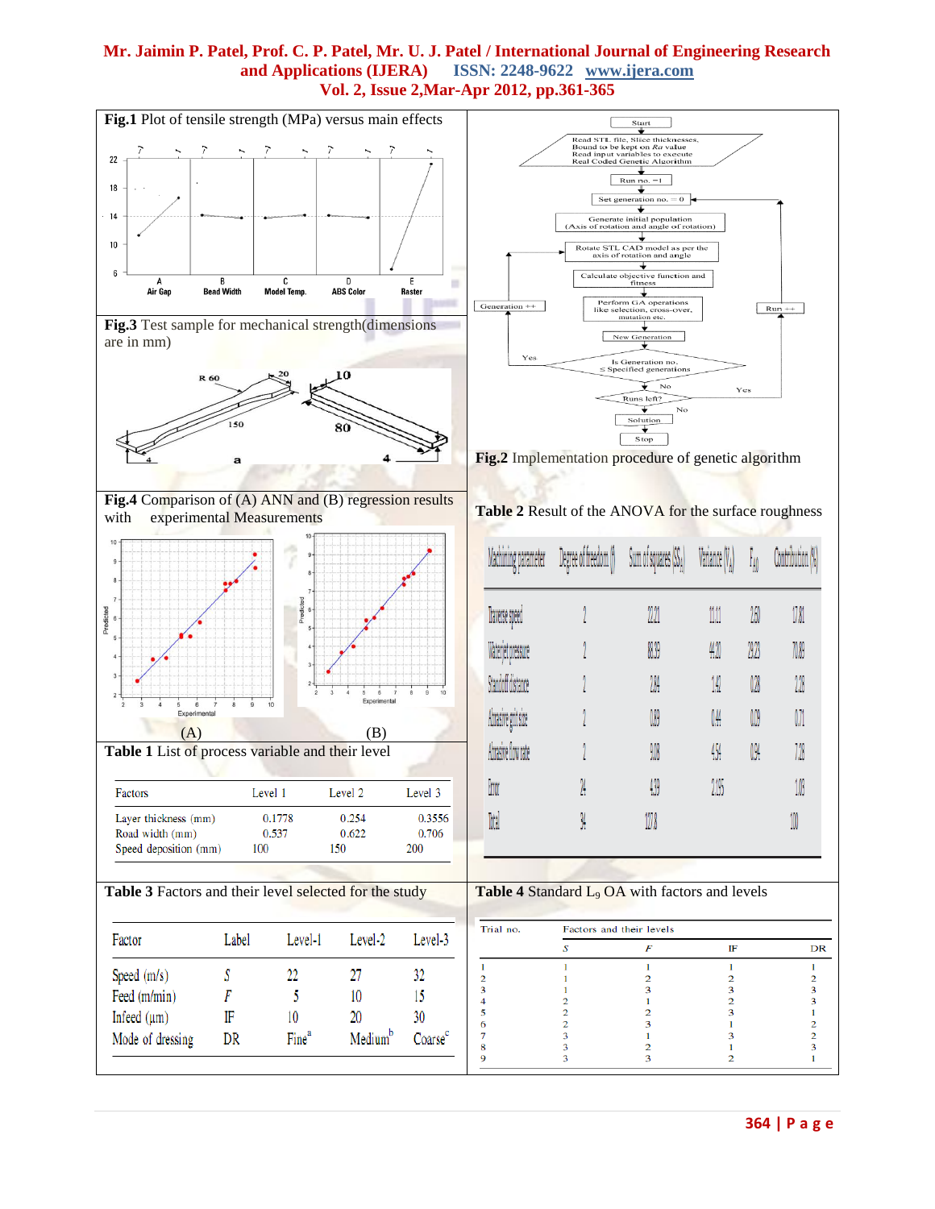**Fig.1** Plot of tensile strength (MPa) versus main effects

**Fig.2** Implementation procedure of genetic algorithm

**Fig.3** Test sample for mechanical strength(dimensions are in mm)

**Fig.4** Comparison of (A) ANN and (B) regression results with experimental Measurements

**Table 2** Result of the ANOVA for the surface roughness

| Machining parameter | Degree of freedom (f) | Sum of squares ($SS_i$) | Variance ($V_i$) | $F_{i0}$ | Contribution (%) |
|---|---|---|---|---|---|
| Traverse speed | 2 | 22.21 | 11.11 | 2.50 | 17.81 |
| Waterjet pressure | 2 | 88.39 | 44.20 | 29.25 | 70.89 |
| Standoff distance | 2 | 2.84 | 1.42 | 0.28 | 2.28 |
| Abrasive grit size | 2 | 0.89 | 0.44 | 0.19 | 0.71 |
| Abrasive flow rate | 2 | 9.08 | 4.54 | 0.94 | 7.28 |
| Error | 24 | 4.59 | 21.55 | | 1.03 |
| Total | 34 | 127.8 | | | 100 |

**Table 1** List of process variable and their level

| Factors | Level 1 | Level 2 | Level 3 |
|---|---|---|---|
| Layer thickness (mm) | 0.1778 | 0.254 | 0.3556 |
| Road width (mm) | 0.537 | 0.622 | 0.706 |
| Speed deposition (mm) | 100 | 150 | 200 |

**Table 3** Factors and their level selected for the study

| Factor | Label | Level-1 | Level-2 | Level-3 |
|---|---|---|---|---|
| Speed (m/s) | *S* | 22 | 27 | 32 |
| Feed (m/min) | *F* | 5 | 10 | 15 |
| Infeed (μm) | IF | 10 | 20 | 30 |
| Mode of dressing | DR | Fine[a] | Medium[b] | Coarse[c] |

**Table 4** Standard $L_9$ OA with factors and levels

| Trial no. | Factors and their levels | | | |
|---|---|---|---|---|
| | *S* | *F* | IF | DR |
| 1 | 1 | 1 | 1 | 1 |
| 2 | 1 | 2 | 2 | 2 |
| 3 | 1 | 3 | 3 | 3 |
| 4 | 2 | 1 | 2 | 3 |
| 5 | 2 | 2 | 3 | 1 |
| 6 | 2 | 3 | 1 | 2 |
| 7 | 3 | 1 | 3 | 2 |
| 8 | 3 | 2 | 1 | 3 |
| 9 | 3 | 3 | 2 | 1 |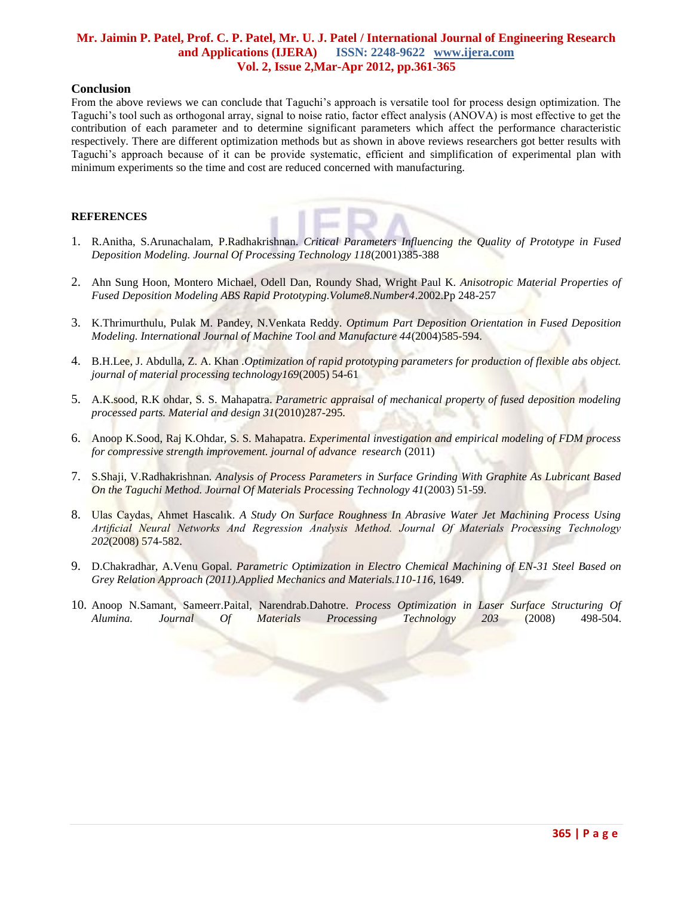## Conclusion

From the above reviews we can conclude that Taguchi's approach is versatile tool for process design optimization. The Taguchi's tool such as orthogonal array, signal to noise ratio, factor effect analysis (ANOVA) is most effective to get the contribution of each parameter and to determine significant parameters which affect the performance characteristic respectively. There are different optimization methods but as shown in above reviews researchers got better results with Taguchi's approach because of it can be provide systematic, efficient and simplification of experimental plan with minimum experiments so the time and cost are reduced concerned with manufacturing.

## REFERENCES

1. R.Anitha, S.Arunachalam, P.Radhakrishnan. *Critical Parameters Influencing the Quality of Prototype in Fused Deposition Modeling. Journal Of Processing Technology 118*(2001)385-388
2. Ahn Sung Hoon, Montero Michael, Odell Dan, Roundy Shad, Wright Paul K. *Anisotropic Material Properties of Fused Deposition Modeling ABS Rapid Prototyping.Volume8.Number4*.2002.Pp 248-257
3. K.Thrimurthulu, Pulak M. Pandey, N.Venkata Reddy. *Optimum Part Deposition Orientation in Fused Deposition Modeling. International Journal of Machine Tool and Manufacture 44*(2004)585-594.
4. B.H.Lee, J. Abdulla, Z. A. Khan .*Optimization of rapid prototyping parameters for production of flexible abs object. journal of material processing technology169*(2005) 54-61
5. A.K.sood, R.K ohdar, S. S. Mahapatra. *Parametric appraisal of mechanical property of fused deposition modeling processed parts. Material and design 31*(2010)287-295.
6. Anoop K.Sood, Raj K.Ohdar, S. S. Mahapatra. *Experimental investigation and empirical modeling of FDM process for compressive strength improvement. journal of advance research* (2011)
7. S.Shaji, V.Radhakrishnan. *Analysis of Process Parameters in Surface Grinding With Graphite As Lubricant Based On the Taguchi Method. Journal Of Materials Processing Technology 41*(2003) 51-59.
8. Ulas Caydas, Ahmet Hascalık. *A Study On Surface Roughness In Abrasive Water Jet Machining Process Using Artificial Neural Networks And Regression Analysis Method. Journal Of Materials Processing Technology 202*(2008) 574-582.
9. D.Chakradhar, A.Venu Gopal. *Parametric Optimization in Electro Chemical Machining of EN-31 Steel Based on Grey Relation Approach (2011).Applied Mechanics and Materials.110-116*, 1649.
10. Anoop N.Samant, Sameerr.Paital, Narendrab.Dahotre. *Process Optimization in Laser Surface Structuring Of Alumina. Journal Of Materials Processing Technology 203* (2008) 498-504.